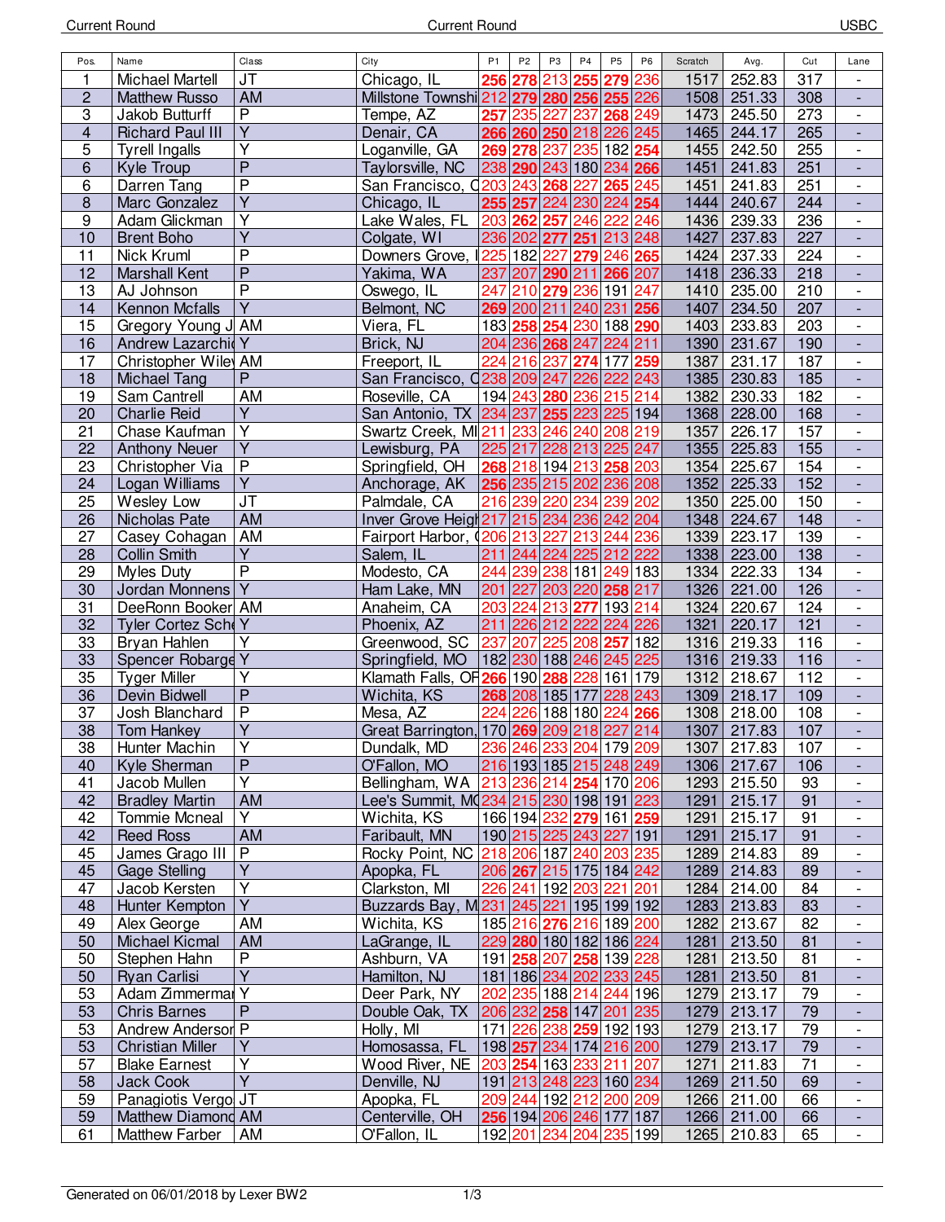| Pos. | Name | Class | City | P1 | P2 | P3 | P4 | P5 | P6 | Scratch | Avg. | Cut | Lane |
|---|---|---|---|---|---|---|---|---|---|---|---|---|---|
| 1 | Michael Martell | JT | Chicago, IL | 256 | 278 | 213 | 255 | 279 | 236 | 1517 | 252.83 | 317 | - |
| 2 | Matthew Russo | AM | Millstone Townshi | 212 | 279 | 280 | 256 | 255 | 226 | 1508 | 251.33 | 308 | - |
| 3 | Jakob Butturff | P | Tempe, AZ | 257 | 235 | 227 | 237 | 268 | 249 | 1473 | 245.50 | 273 | - |
| 4 | Richard Paul III | Y | Denair, CA | 266 | 260 | 250 | 218 | 226 | 245 | 1465 | 244.17 | 265 | - |
| 5 | Tyrell Ingalls | Y | Loganville, GA | 269 | 278 | 237 | 235 | 182 | 254 | 1455 | 242.50 | 255 | - |
| 6 | Kyle Troup | P | Taylorsville, NC | 238 | 290 | 243 | 180 | 234 | 266 | 1451 | 241.83 | 251 | - |
| 6 | Darren Tang | P | San Francisco, C | 203 | 243 | 268 | 227 | 265 | 245 | 1451 | 241.83 | 251 | - |
| 8 | Marc Gonzalez | Y | Chicago, IL | 255 | 257 | 224 | 230 | 224 | 254 | 1444 | 240.67 | 244 | - |
| 9 | Adam Glickman | Y | Lake Wales, FL | 203 | 262 | 257 | 246 | 222 | 246 | 1436 | 239.33 | 236 | - |
| 10 | Brent Boho | Y | Colgate, WI | 236 | 202 | 277 | 251 | 213 | 248 | 1427 | 237.83 | 227 | - |
| 11 | Nick Kruml | P | Downers Grove, I | 225 | 182 | 227 | 279 | 246 | 265 | 1424 | 237.33 | 224 | - |
| 12 | Marshall Kent | P | Yakima, WA | 237 | 207 | 290 | 211 | 266 | 207 | 1418 | 236.33 | 218 | - |
| 13 | AJ Johnson | P | Oswego, IL | 247 | 210 | 279 | 236 | 191 | 247 | 1410 | 235.00 | 210 | - |
| 14 | Kennon Mcfalls | Y | Belmont, NC | 269 | 200 | 211 | 240 | 231 | 256 | 1407 | 234.50 | 207 | - |
| 15 | Gregory Young J | AM | Viera, FL | 183 | 258 | 254 | 230 | 188 | 290 | 1403 | 233.83 | 203 | - |
| 16 | Andrew Lazarchi | Y | Brick, NJ | 204 | 236 | 268 | 247 | 224 | 211 | 1390 | 231.67 | 190 | - |
| 17 | Christopher Wile | AM | Freeport, IL | 224 | 216 | 237 | 274 | 177 | 259 | 1387 | 231.17 | 187 | - |
| 18 | Michael Tang | P | San Francisco, C | 238 | 209 | 247 | 226 | 222 | 243 | 1385 | 230.83 | 185 | - |
| 19 | Sam Cantrell | AM | Roseville, CA | 194 | 243 | 280 | 236 | 215 | 214 | 1382 | 230.33 | 182 | - |
| 20 | Charlie Reid | Y | San Antonio, TX | 234 | 237 | 255 | 223 | 225 | 194 | 1368 | 228.00 | 168 | - |
| 21 | Chase Kaufman | Y | Swartz Creek, MI | 211 | 233 | 246 | 240 | 208 | 219 | 1357 | 226.17 | 157 | - |
| 22 | Anthony Neuer | Y | Lewisburg, PA | 225 | 217 | 228 | 213 | 225 | 247 | 1355 | 225.83 | 155 | - |
| 23 | Christopher Via | P | Springfield, OH | 268 | 218 | 194 | 213 | 258 | 203 | 1354 | 225.67 | 154 | - |
| 24 | Logan Williams | Y | Anchorage, AK | 256 | 235 | 215 | 202 | 236 | 208 | 1352 | 225.33 | 152 | - |
| 25 | Wesley Low | JT | Palmdale, CA | 216 | 239 | 220 | 234 | 239 | 202 | 1350 | 225.00 | 150 | - |
| 26 | Nicholas Pate | AM | Inver Grove Heigh | 217 | 215 | 234 | 236 | 242 | 204 | 1348 | 224.67 | 148 | - |
| 27 | Casey Cohagan | AM | Fairport Harbor, ( | 206 | 213 | 227 | 213 | 244 | 236 | 1339 | 223.17 | 139 | - |
| 28 | Collin Smith | Y | Salem, IL | 211 | 244 | 224 | 225 | 212 | 222 | 1338 | 223.00 | 138 | - |
| 29 | Myles Duty | P | Modesto, CA | 244 | 239 | 238 | 181 | 249 | 183 | 1334 | 222.33 | 134 | - |
| 30 | Jordan Monnens | Y | Ham Lake, MN | 201 | 227 | 203 | 220 | 258 | 217 | 1326 | 221.00 | 126 | - |
| 31 | DeeRonn Booker | AM | Anaheim, CA | 203 | 224 | 213 | 277 | 193 | 214 | 1324 | 220.67 | 124 | - |
| 32 | Tyler Cortez Sche | Y | Phoenix, AZ | 211 | 226 | 212 | 222 | 224 | 226 | 1321 | 220.17 | 121 | - |
| 33 | Bryan Hahlen | Y | Greenwood, SC | 237 | 207 | 225 | 208 | 257 | 182 | 1316 | 219.33 | 116 | - |
| 33 | Spencer Robarge | Y | Springfield, MO | 182 | 230 | 188 | 246 | 245 | 225 | 1316 | 219.33 | 116 | - |
| 35 | Tyger Miller | Y | Klamath Falls, OF | 266 | 190 | 288 | 228 | 161 | 179 | 1312 | 218.67 | 112 | - |
| 36 | Devin Bidwell | P | Wichita, KS | 268 | 208 | 185 | 177 | 228 | 243 | 1309 | 218.17 | 109 | - |
| 37 | Josh Blanchard | P | Mesa, AZ | 224 | 226 | 188 | 180 | 224 | 266 | 1308 | 218.00 | 108 | - |
| 38 | Tom Hankey | Y | Great Barrington, | 170 | 269 | 209 | 218 | 227 | 214 | 1307 | 217.83 | 107 | - |
| 38 | Hunter Machin | Y | Dundalk, MD | 236 | 246 | 233 | 204 | 179 | 209 | 1307 | 217.83 | 107 | - |
| 40 | Kyle Sherman | P | O'Fallon, MO | 216 | 193 | 185 | 215 | 248 | 249 | 1306 | 217.67 | 106 | - |
| 41 | Jacob Mullen | Y | Bellingham, WA | 213 | 236 | 214 | 254 | 170 | 206 | 1293 | 215.50 | 93 | - |
| 42 | Bradley Martin | AM | Lee's Summit, MO | 234 | 215 | 230 | 198 | 191 | 223 | 1291 | 215.17 | 91 | - |
| 42 | Tommie Mcneal | Y | Wichita, KS | 166 | 194 | 232 | 279 | 161 | 259 | 1291 | 215.17 | 91 | - |
| 42 | Reed Ross | AM | Faribault, MN | 190 | 215 | 225 | 243 | 227 | 191 | 1291 | 215.17 | 91 | - |
| 45 | James Grago III | P | Rocky Point, NC | 218 | 206 | 187 | 240 | 203 | 235 | 1289 | 214.83 | 89 | - |
| 45 | Gage Stelling | Y | Apopka, FL | 206 | 267 | 215 | 175 | 184 | 242 | 1289 | 214.83 | 89 | - |
| 47 | Jacob Kersten | Y | Clarkston, MI | 226 | 241 | 192 | 203 | 221 | 201 | 1284 | 214.00 | 84 | - |
| 48 | Hunter Kempton | Y | Buzzards Bay, M | 231 | 245 | 221 | 195 | 199 | 192 | 1283 | 213.83 | 83 | - |
| 49 | Alex George | AM | Wichita, KS | 185 | 216 | 276 | 216 | 189 | 200 | 1282 | 213.67 | 82 | - |
| 50 | Michael Kicmal | AM | LaGrange, IL | 229 | 280 | 180 | 182 | 186 | 224 | 1281 | 213.50 | 81 | - |
| 50 | Stephen Hahn | P | Ashburn, VA | 191 | 258 | 207 | 258 | 139 | 228 | 1281 | 213.50 | 81 | - |
| 50 | Ryan Carlisi | Y | Hamilton, NJ | 181 | 186 | 234 | 202 | 233 | 245 | 1281 | 213.50 | 81 | - |
| 53 | Adam Zimmermai | Y | Deer Park, NY | 202 | 235 | 188 | 214 | 244 | 196 | 1279 | 213.17 | 79 | - |
| 53 | Chris Barnes | P | Double Oak, TX | 206 | 232 | 258 | 147 | 201 | 235 | 1279 | 213.17 | 79 | - |
| 53 | Andrew Andersor | P | Holly, MI | 171 | 226 | 238 | 259 | 192 | 193 | 1279 | 213.17 | 79 | - |
| 53 | Christian Miller | Y | Homosassa, FL | 198 | 257 | 234 | 174 | 216 | 200 | 1279 | 213.17 | 79 | - |
| 57 | Blake Earnest | Y | Wood River, NE | 203 | 254 | 163 | 233 | 211 | 207 | 1271 | 211.83 | 71 | - |
| 58 | Jack Cook | Y | Denville, NJ | 191 | 213 | 248 | 223 | 160 | 234 | 1269 | 211.50 | 69 | - |
| 59 | Panagiotis Vergo | JT | Apopka, FL | 209 | 244 | 192 | 212 | 200 | 209 | 1266 | 211.00 | 66 | - |
| 59 | Matthew Diamond | AM | Centerville, OH | 256 | 194 | 206 | 246 | 177 | 187 | 1266 | 211.00 | 66 | - |
| 61 | Matthew Farber | AM | O'Fallon, IL | 192 | 201 | 234 | 204 | 235 | 199 | 1265 | 210.83 | 65 | - |

Generated on 06/01/2018 by Lexer BW2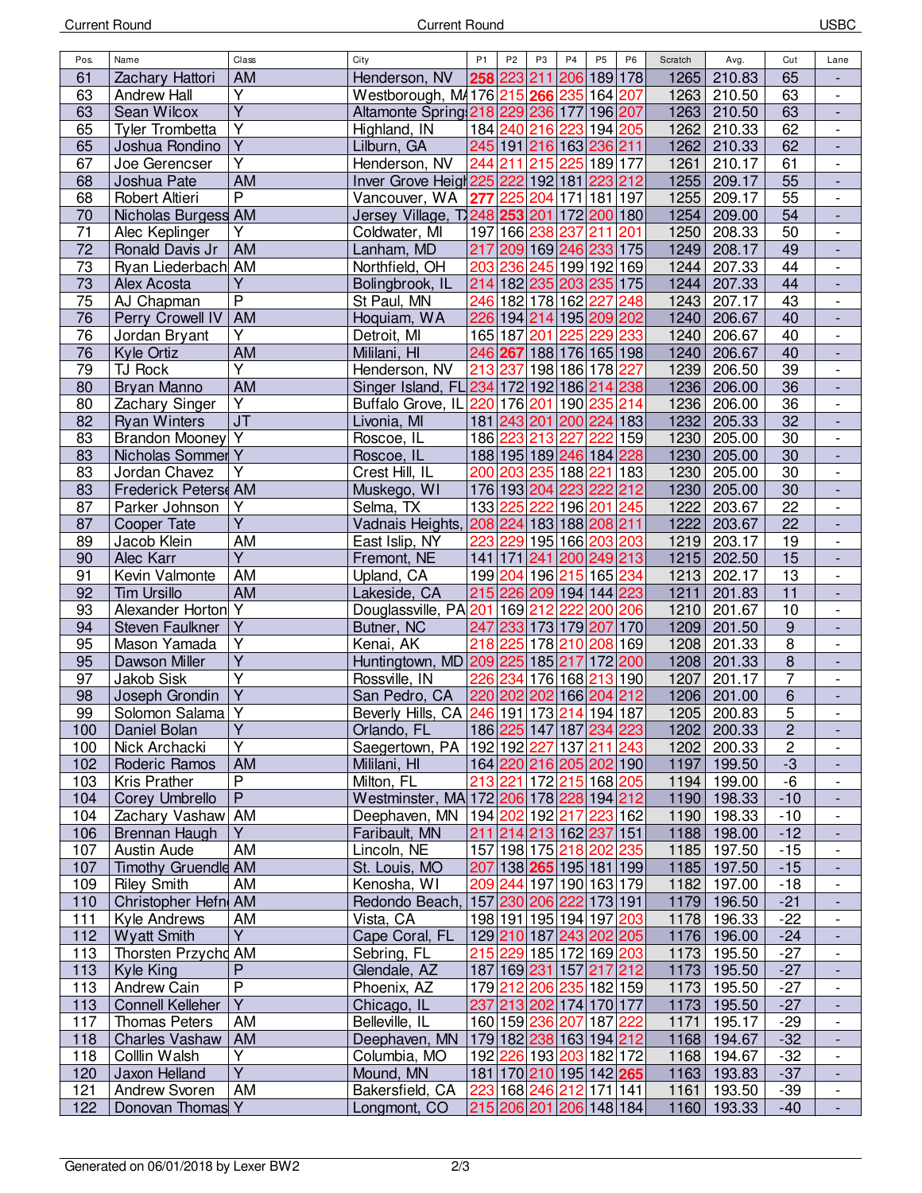| Pos. | Name | Class | City | P1 | P2 | P3 | P4 | P5 | P6 | Scratch | Avg. | Cut | Lane |
|---|---|---|---|---|---|---|---|---|---|---|---|---|---|
| 61 | Zachary Hattori | AM | Henderson, NV | 258 | 223 | 211 | 206 | 189 | 178 | 1265 | 210.83 | 65 | - |
| 63 | Andrew Hall | Y | Westborough, MA | 176 | 215 | 266 | 235 | 164 | 207 | 1263 | 210.50 | 63 | - |
| 63 | Sean Wilcox | Y | Altamonte Springs | 218 | 229 | 236 | 177 | 196 | 207 | 1263 | 210.50 | 63 | - |
| 65 | Tyler Trombetta | Y | Highland, IN | 184 | 240 | 216 | 223 | 194 | 205 | 1262 | 210.33 | 62 | - |
| 65 | Joshua Rondino | Y | Lilburn, GA | 245 | 191 | 216 | 163 | 236 | 211 | 1262 | 210.33 | 62 | - |
| 67 | Joe Gerencser | Y | Henderson, NV | 244 | 211 | 215 | 225 | 189 | 177 | 1261 | 210.17 | 61 | - |
| 68 | Joshua Pate | AM | Inver Grove Heigh | 225 | 222 | 192 | 181 | 223 | 212 | 1255 | 209.17 | 55 | - |
| 68 | Robert Altieri | P | Vancouver, WA | 277 | 225 | 204 | 171 | 181 | 197 | 1255 | 209.17 | 55 | - |
| 70 | Nicholas Burgess | AM | Jersey Village, TX | 248 | 253 | 201 | 172 | 200 | 180 | 1254 | 209.00 | 54 | - |
| 71 | Alec Keplinger | Y | Coldwater, MI | 197 | 166 | 238 | 237 | 211 | 201 | 1250 | 208.33 | 50 | - |
| 72 | Ronald Davis Jr | AM | Lanham, MD | 217 | 209 | 169 | 246 | 233 | 175 | 1249 | 208.17 | 49 | - |
| 73 | Ryan Liederbach | AM | Northfield, OH | 203 | 236 | 245 | 199 | 192 | 169 | 1244 | 207.33 | 44 | - |
| 73 | Alex Acosta | Y | Bolingbrook, IL | 214 | 182 | 235 | 203 | 235 | 175 | 1244 | 207.33 | 44 | - |
| 75 | AJ Chapman | P | St Paul, MN | 246 | 182 | 178 | 162 | 227 | 248 | 1243 | 207.17 | 43 | - |
| 76 | Perry Crowell IV | AM | Hoquiam, WA | 226 | 194 | 214 | 195 | 209 | 202 | 1240 | 206.67 | 40 | - |
| 76 | Jordan Bryant | Y | Detroit, MI | 165 | 187 | 201 | 225 | 229 | 233 | 1240 | 206.67 | 40 | - |
| 76 | Kyle Ortiz | AM | Mililani, HI | 246 | 267 | 188 | 176 | 165 | 198 | 1240 | 206.67 | 40 | - |
| 79 | TJ Rock | Y | Henderson, NV | 213 | 237 | 198 | 186 | 178 | 227 | 1239 | 206.50 | 39 | - |
| 80 | Bryan Manno | AM | Singer Island, FL | 234 | 172 | 192 | 186 | 214 | 238 | 1236 | 206.00 | 36 | - |
| 80 | Zachary Singer | Y | Buffalo Grove, IL | 220 | 176 | 201 | 190 | 235 | 214 | 1236 | 206.00 | 36 | - |
| 82 | Ryan Winters | JT | Livonia, MI | 181 | 243 | 201 | 200 | 224 | 183 | 1232 | 205.33 | 32 | - |
| 83 | Brandon Mooney | Y | Roscoe, IL | 186 | 223 | 213 | 227 | 222 | 159 | 1230 | 205.00 | 30 | - |
| 83 | Nicholas Sommer | Y | Roscoe, IL | 188 | 195 | 189 | 246 | 184 | 228 | 1230 | 205.00 | 30 | - |
| 83 | Jordan Chavez | Y | Crest Hill, IL | 200 | 203 | 235 | 188 | 221 | 183 | 1230 | 205.00 | 30 | - |
| 83 | Frederick Peterse | AM | Muskego, WI | 176 | 193 | 204 | 223 | 222 | 212 | 1230 | 205.00 | 30 | - |
| 87 | Parker Johnson | Y | Selma, TX | 133 | 225 | 222 | 196 | 201 | 245 | 1222 | 203.67 | 22 | - |
| 87 | Cooper Tate | Y | Vadnais Heights, | 208 | 224 | 183 | 188 | 208 | 211 | 1222 | 203.67 | 22 | - |
| 89 | Jacob Klein | AM | East Islip, NY | 223 | 229 | 195 | 166 | 203 | 203 | 1219 | 203.17 | 19 | - |
| 90 | Alec Karr | Y | Fremont, NE | 141 | 171 | 241 | 200 | 249 | 213 | 1215 | 202.50 | 15 | - |
| 91 | Kevin Valmonte | AM | Upland, CA | 199 | 204 | 196 | 215 | 165 | 234 | 1213 | 202.17 | 13 | - |
| 92 | Tim Ursillo | AM | Lakeside, CA | 215 | 226 | 209 | 194 | 144 | 223 | 1211 | 201.83 | 11 | - |
| 93 | Alexander Horton | Y | Douglassville, PA | 201 | 169 | 212 | 222 | 200 | 206 | 1210 | 201.67 | 10 | - |
| 94 | Steven Faulkner | Y | Butner, NC | 247 | 233 | 173 | 179 | 207 | 170 | 1209 | 201.50 | 9 | - |
| 95 | Mason Yamada | Y | Kenai, AK | 218 | 225 | 178 | 210 | 208 | 169 | 1208 | 201.33 | 8 | - |
| 95 | Dawson Miller | Y | Huntingtown, MD | 209 | 225 | 185 | 217 | 172 | 200 | 1208 | 201.33 | 8 | - |
| 97 | Jakob Sisk | Y | Rossville, IN | 226 | 234 | 176 | 168 | 213 | 190 | 1207 | 201.17 | 7 | - |
| 98 | Joseph Grondin | Y | San Pedro, CA | 220 | 202 | 202 | 166 | 204 | 212 | 1206 | 201.00 | 6 | - |
| 99 | Solomon Salama | Y | Beverly Hills, CA | 246 | 191 | 173 | 214 | 194 | 187 | 1205 | 200.83 | 5 | - |
| 100 | Daniel Bolan | Y | Orlando, FL | 186 | 225 | 147 | 187 | 234 | 223 | 1202 | 200.33 | 2 | - |
| 100 | Nick Archacki | Y | Saegertown, PA | 192 | 192 | 227 | 137 | 211 | 243 | 1202 | 200.33 | 2 | - |
| 102 | Roderic Ramos | AM | Mililani, HI | 164 | 220 | 216 | 205 | 202 | 190 | 1197 | 199.50 | -3 | - |
| 103 | Kris Prather | P | Milton, FL | 213 | 221 | 172 | 215 | 168 | 205 | 1194 | 199.00 | -6 | - |
| 104 | Corey Umbrello | P | Westminster, MA | 172 | 206 | 178 | 228 | 194 | 212 | 1190 | 198.33 | -10 | - |
| 104 | Zachary Vashaw | AM | Deephaven, MN | 194 | 202 | 192 | 217 | 223 | 162 | 1190 | 198.33 | -10 | - |
| 106 | Brennan Haugh | Y | Faribault, MN | 211 | 214 | 213 | 162 | 237 | 151 | 1188 | 198.00 | -12 | - |
| 107 | Austin Aude | AM | Lincoln, NE | 157 | 198 | 175 | 218 | 202 | 235 | 1185 | 197.50 | -15 | - |
| 107 | Timothy Gruendle | AM | St. Louis, MO | 207 | 138 | 265 | 195 | 181 | 199 | 1185 | 197.50 | -15 | - |
| 109 | Riley Smith | AM | Kenosha, WI | 209 | 244 | 197 | 190 | 163 | 179 | 1182 | 197.00 | -18 | - |
| 110 | Christopher Hefn | AM | Redondo Beach, | 157 | 230 | 206 | 222 | 173 | 191 | 1179 | 196.50 | -21 | - |
| 111 | Kyle Andrews | AM | Vista, CA | 198 | 191 | 195 | 194 | 197 | 203 | 1178 | 196.33 | -22 | - |
| 112 | Wyatt Smith | Y | Cape Coral, FL | 129 | 210 | 187 | 243 | 202 | 205 | 1176 | 196.00 | -24 | - |
| 113 | Thorsten Przychc | AM | Sebring, FL | 215 | 229 | 185 | 172 | 169 | 203 | 1173 | 195.50 | -27 | - |
| 113 | Kyle King | P | Glendale, AZ | 187 | 169 | 231 | 157 | 217 | 212 | 1173 | 195.50 | -27 | - |
| 113 | Andrew Cain | P | Phoenix, AZ | 179 | 212 | 206 | 235 | 182 | 159 | 1173 | 195.50 | -27 | - |
| 113 | Connell Kelleher | Y | Chicago, IL | 237 | 213 | 202 | 174 | 170 | 177 | 1173 | 195.50 | -27 | - |
| 117 | Thomas Peters | AM | Belleville, IL | 160 | 159 | 236 | 207 | 187 | 222 | 1171 | 195.17 | -29 | - |
| 118 | Charles Vashaw | AM | Deephaven, MN | 179 | 182 | 238 | 163 | 194 | 212 | 1168 | 194.67 | -32 | - |
| 118 | Colllin Walsh | Y | Columbia, MO | 192 | 226 | 193 | 203 | 182 | 172 | 1168 | 194.67 | -32 | - |
| 120 | Jaxon Helland | Y | Mound, MN | 181 | 170 | 210 | 195 | 142 | 265 | 1163 | 193.83 | -37 | - |
| 121 | Andrew Svoren | AM | Bakersfield, CA | 223 | 168 | 246 | 212 | 171 | 141 | 1161 | 193.50 | -39 | - |
| 122 | Donovan Thomas | Y | Longmont, CO | 215 | 206 | 201 | 206 | 148 | 184 | 1160 | 193.33 | -40 | - |

Generated on 06/01/2018 by Lexer BW2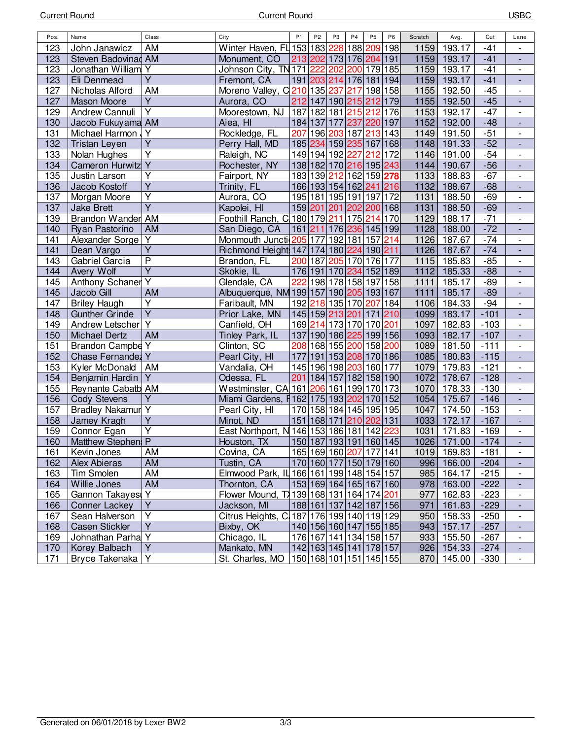| Pos. | Name | Class | City | P1 | P2 | P3 | P4 | P5 | P6 | Scratch | Avg. | Cut | Lane |
|---|---|---|---|---|---|---|---|---|---|---|---|---|---|
| 123 | John Janawicz | AM | Winter Haven, FL | 153 | 183 | 228 | 188 | 209 | 198 | 1159 | 193.17 | -41 | - |
| 123 | Steven Badovinac | AM | Monument, CO | 213 | 202 | 173 | 176 | 204 | 191 | 1159 | 193.17 | -41 | - |
| 123 | Jonathan William | Y | Johnson City, TN | 171 | 222 | 202 | 200 | 179 | 185 | 1159 | 193.17 | -41 | - |
| 123 | Eli Denmead | Y | Fremont, CA | 191 | 203 | 214 | 176 | 181 | 194 | 1159 | 193.17 | -41 | - |
| 127 | Nicholas Alford | AM | Moreno Valley, C | 210 | 135 | 237 | 217 | 198 | 158 | 1155 | 192.50 | -45 | - |
| 127 | Mason Moore | Y | Aurora, CO | 212 | 147 | 190 | 215 | 212 | 179 | 1155 | 192.50 | -45 | - |
| 129 | Andrew Cannuli | Y | Moorestown, NJ | 187 | 182 | 181 | 215 | 212 | 176 | 1153 | 192.17 | -47 | - |
| 130 | Jacob Fukuyama | AM | Aiea, HI | 184 | 137 | 177 | 237 | 220 | 197 | 1152 | 192.00 | -48 | - |
| 131 | Michael Harmon J | Y | Rockledge, FL | 207 | 196 | 203 | 187 | 213 | 143 | 1149 | 191.50 | -51 | - |
| 132 | Tristan Leyen | Y | Perry Hall, MD | 185 | 234 | 159 | 235 | 167 | 168 | 1148 | 191.33 | -52 | - |
| 133 | Nolan Hughes | Y | Raleigh, NC | 149 | 194 | 192 | 227 | 212 | 172 | 1146 | 191.00 | -54 | - |
| 134 | Cameron Hurwitz | Y | Rochester, NY | 138 | 182 | 170 | 216 | 195 | 243 | 1144 | 190.67 | -56 | - |
| 135 | Justin Larson | Y | Fairport, NY | 183 | 139 | 212 | 162 | 159 | 278 | 1133 | 188.83 | -67 | - |
| 136 | Jacob Kostoff | Y | Trinity, FL | 166 | 193 | 154 | 162 | 241 | 216 | 1132 | 188.67 | -68 | - |
| 137 | Morgan Moore | Y | Aurora, CO | 195 | 181 | 195 | 191 | 197 | 172 | 1131 | 188.50 | -69 | - |
| 137 | Jake Brett | Y | Kapolei, HI | 159 | 201 | 201 | 202 | 200 | 168 | 1131 | 188.50 | -69 | - |
| 139 | Brandon Wander | AM | Foothill Ranch, C | 180 | 179 | 211 | 175 | 214 | 170 | 1129 | 188.17 | -71 | - |
| 140 | Ryan Pastorino | AM | San Diego, CA | 161 | 211 | 176 | 236 | 145 | 199 | 1128 | 188.00 | -72 | - |
| 141 | Alexander Sorge | Y | Monmouth Juncti | 205 | 177 | 192 | 181 | 157 | 214 | 1126 | 187.67 | -74 | - |
| 141 | Dean Vargo | Y | Richmond Height | 147 | 174 | 180 | 224 | 190 | 211 | 1126 | 187.67 | -74 | - |
| 143 | Gabriel Garcia | P | Brandon, FL | 200 | 187 | 205 | 170 | 176 | 177 | 1115 | 185.83 | -85 | - |
| 144 | Avery Wolf | Y | Skokie, IL | 176 | 191 | 170 | 234 | 152 | 189 | 1112 | 185.33 | -88 | - |
| 145 | Anthony Schaner | Y | Glendale, CA | 222 | 198 | 178 | 158 | 197 | 158 | 1111 | 185.17 | -89 | - |
| 145 | Jacob Gill | AM | Albuquerque, NM | 199 | 157 | 190 | 205 | 193 | 167 | 1111 | 185.17 | -89 | - |
| 147 | Briley Haugh | Y | Faribault, MN | 192 | 218 | 135 | 170 | 207 | 184 | 1106 | 184.33 | -94 | - |
| 148 | Gunther Grinde | Y | Prior Lake, MN | 145 | 159 | 213 | 201 | 171 | 210 | 1099 | 183.17 | -101 | - |
| 149 | Andrew Letscher | Y | Canfield, OH | 169 | 214 | 173 | 170 | 170 | 201 | 1097 | 182.83 | -103 | - |
| 150 | Michael Dertz | AM | Tinley Park, IL | 137 | 190 | 186 | 225 | 199 | 156 | 1093 | 182.17 | -107 | - |
| 151 | Brandon Campbe | Y | Clinton, SC | 208 | 168 | 155 | 200 | 158 | 200 | 1089 | 181.50 | -111 | - |
| 152 | Chase Fernandez | Y | Pearl City, HI | 177 | 191 | 153 | 208 | 170 | 186 | 1085 | 180.83 | -115 | - |
| 153 | Kyler McDonald | AM | Vandalia, OH | 145 | 196 | 198 | 203 | 160 | 177 | 1079 | 179.83 | -121 | - |
| 154 | Benjamin Hardin | Y | Odessa, FL | 201 | 184 | 157 | 182 | 158 | 190 | 1072 | 178.67 | -128 | - |
| 155 | Reynante Cabatb | AM | Westminster, CA | 161 | 206 | 161 | 199 | 170 | 173 | 1070 | 178.33 | -130 | - |
| 156 | Cody Stevens | Y | Miami Gardens, F | 162 | 175 | 193 | 202 | 170 | 152 | 1054 | 175.67 | -146 | - |
| 157 | Bradley Nakamur | Y | Pearl City, HI | 170 | 158 | 184 | 145 | 195 | 195 | 1047 | 174.50 | -153 | - |
| 158 | Jamey Kragh | Y | Minot, ND | 151 | 168 | 171 | 210 | 202 | 131 | 1033 | 172.17 | -167 | - |
| 159 | Connor Egan | Y | East Northport, N | 146 | 153 | 186 | 181 | 142 | 223 | 1031 | 171.83 | -169 | - |
| 160 | Matthew Stephen | P | Houston, TX | 150 | 187 | 193 | 191 | 160 | 145 | 1026 | 171.00 | -174 | - |
| 161 | Kevin Jones | AM | Covina, CA | 165 | 169 | 160 | 207 | 177 | 141 | 1019 | 169.83 | -181 | - |
| 162 | Alex Abieras | AM | Tustin, CA | 170 | 160 | 177 | 150 | 179 | 160 | 996 | 166.00 | -204 | - |
| 163 | Tim Smolen | AM | Elmwood Park, IL | 166 | 161 | 199 | 148 | 154 | 157 | 985 | 164.17 | -215 | - |
| 164 | Willie Jones | AM | Thornton, CA | 153 | 169 | 164 | 165 | 167 | 160 | 978 | 163.00 | -222 | - |
| 165 | Gannon Takayesu | Y | Flower Mound, TX | 139 | 168 | 131 | 164 | 174 | 201 | 977 | 162.83 | -223 | - |
| 166 | Conner Lackey | Y | Jackson, MI | 188 | 161 | 137 | 142 | 187 | 156 | 971 | 161.83 | -229 | - |
| 167 | Sean Halverson | Y | Citrus Heights, C | 187 | 176 | 199 | 140 | 119 | 129 | 950 | 158.33 | -250 | - |
| 168 | Casen Stickler | Y | Bixby, OK | 140 | 156 | 160 | 147 | 155 | 185 | 943 | 157.17 | -257 | - |
| 169 | Johnathan Parha | Y | Chicago, IL | 176 | 167 | 141 | 134 | 158 | 157 | 933 | 155.50 | -267 | - |
| 170 | Korey Balbach | Y | Mankato, MN | 142 | 163 | 145 | 141 | 178 | 157 | 926 | 154.33 | -274 | - |
| 171 | Bryce Takenaka | Y | St. Charles, MO | 150 | 168 | 101 | 151 | 145 | 155 | 870 | 145.00 | -330 | - |

Generated on 06/01/2018 by Lexer BW2